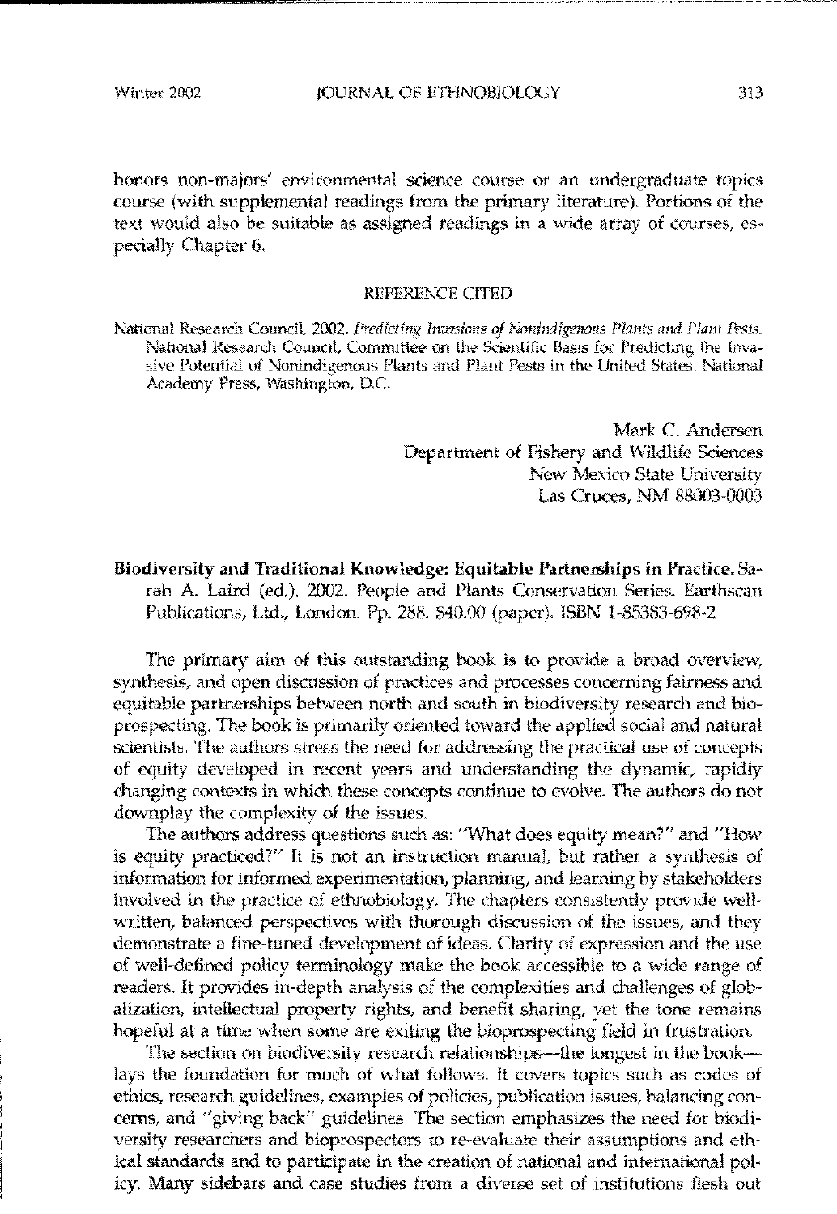honors non-majors' environmental science course or an undergraduate topics course (with supplemental readings from the primary literature). Portions of the text would also be suitable as assigned readings in a wide array of courses, especially Chapter 6.

REFERENCE CITED

National Research Council. 2002. *Predicting Invasions of Nonindigenous Plants and Plant Pests.* National Research Council, Committee on the Scientific Basis for Predicting the Invasive Potential of Nonindigenous Plants and Plant Pests in the United States. National Academy Press, Washington, D.C.

Mark C. Andersen
Department of Fishery and Wildlife Sciences
New Mexico State University
Las Cruces, NM 88003-0003

**Biodiversity and Traditional Knowledge: Equitable Partnerships in Practice.** Sarah A. Laird (ed.). 2002. People and Plants Conservation Series. Earthscan Publications, Ltd., London. Pp. 288. $40.00 (paper). ISBN 1-85383-698-2

The primary aim of this outstanding book is to provide a broad overview, synthesis, and open discussion of practices and processes concerning fairness and equitable partnerships between north and south in biodiversity research and bioprospecting. The book is primarily oriented toward the applied social and natural scientists. The authors stress the need for addressing the practical use of concepts of equity developed in recent years and understanding the dynamic, rapidly changing contexts in which these concepts continue to evolve. The authors do not downplay the complexity of the issues.

The authors address questions such as: "What does equity mean?" and "How is equity practiced?" It is not an instruction manual, but rather a synthesis of information for informed experimentation, planning, and learning by stakeholders involved in the practice of ethnobiology. The chapters consistently provide well-written, balanced perspectives with thorough discussion of the issues, and they demonstrate a fine-tuned development of ideas. Clarity of expression and the use of well-defined policy terminology make the book accessible to a wide range of readers. It provides in-depth analysis of the complexities and challenges of globalization, intellectual property rights, and benefit sharing, yet the tone remains hopeful at a time when some are exiting the bioprospecting field in frustration.

The section on biodiversity research relationships—the longest in the book—lays the foundation for much of what follows. It covers topics such as codes of ethics, research guidelines, examples of policies, publication issues, balancing concerns, and "giving back" guidelines. The section emphasizes the need for biodiversity researchers and bioprospectors to re-evaluate their assumptions and ethical standards and to participate in the creation of national and international policy. Many sidebars and case studies from a diverse set of institutions flesh out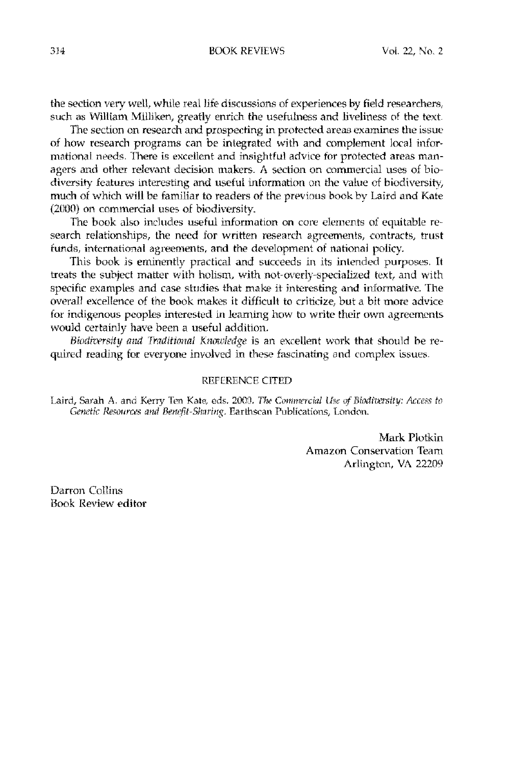the section very well, while real life discussions of experiences by field researchers, such as William Milliken, greatly enrich the usefulness and liveliness of the text.

The section on research and prospecting in protected areas examines the issue of how research programs can be integrated with and complement local informational needs. There is excellent and insightful advice for protected areas managers and other relevant decision makers. A section on commercial uses of biodiversity features interesting and useful information on the value of biodiversity, much of which will be familiar to readers of the previous book by Laird and Kate (2000) on commercial uses of biodiversity.

The book also includes useful information on core elements of equitable research relationships, the need for written research agreements, contracts, trust funds, international agreements, and the development of national policy.

This book is eminently practical and succeeds in its intended purposes. It treats the subject matter with holism, with not-overly-specialized text, and with specific examples and case studies that make it interesting and informative. The overall excellence of the book makes it difficult to criticize, but a bit more advice for indigenous peoples interested in learning how to write their own agreements would certainly have been a useful addition.

*Biodiversity and Traditional Knowledge* is an excellent work that should be required reading for everyone involved in these fascinating and complex issues.

## REFERENCE CITED

Laird, Sarah A. and Kerry Ten Kate, eds. 2000. *The Commercial Use of Biodiversity: Access to Genetic Resources and Benefit-Sharing*. Earthscan Publications, London.

Mark Plotkin
Amazon Conservation Team
Arlington, VA 22209

Darron Collins
Book Review editor